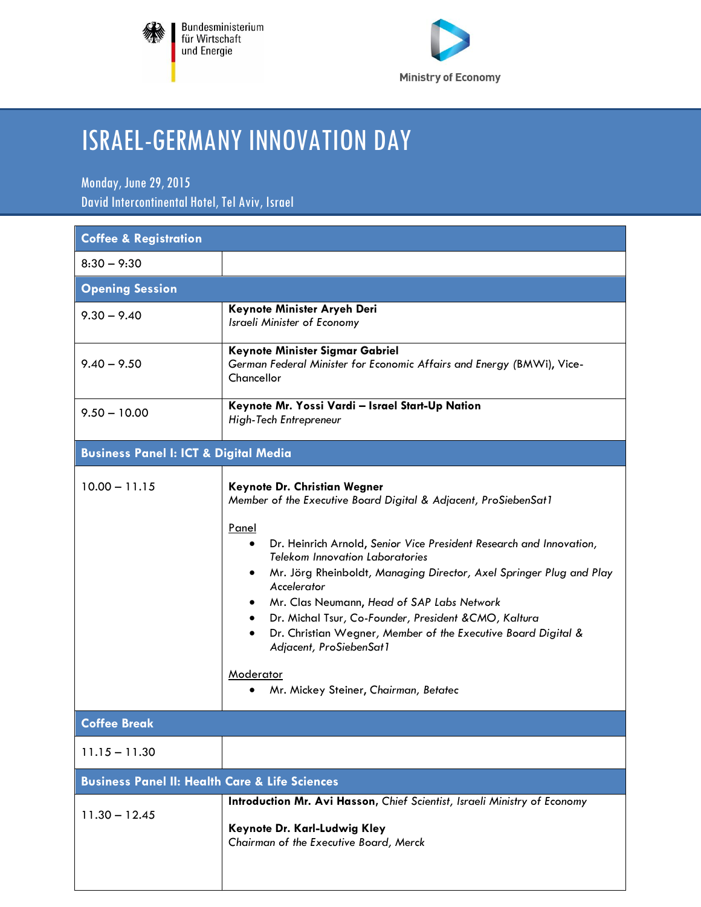Bundesministerium für Wirtschaft und Energie

Ministry of Economy

# ISRAEL-GERMANY INNOVATION DAY

Monday, June 29, 2015
David Intercontinental Hotel, Tel Aviv, Israel

| **Coffee & Registration** | |
|---|---|
| 8:30 – 9:30 | |
| **Opening Session** | |
| 9.30 – 9.40 | **Keynote Minister Aryeh Deri**<br>*Israeli Minister of Economy* |
| 9.40 – 9.50 | **Keynote Minister Sigmar Gabriel**<br>*German Federal Minister for Economic Affairs and Energy* (BMWi), Vice-Chancellor |
| 9.50 – 10.00 | **Keynote Mr. Yossi Vardi – Israel Start-Up Nation**<br>*High-Tech Entrepreneur* |
| **Business Panel I: ICT & Digital Media** | |
| 10.00 – 11.15 | **Keynote Dr. Christian Wegner**<br>*Member of the Executive Board Digital & Adjacent, ProSiebenSat1*<br><br>Panel<br>• Dr. Heinrich Arnold, *Senior Vice President Research and Innovation, Telekom Innovation Laboratories*<br>• Mr. Jörg Rheinboldt, *Managing Director, Axel Springer Plug and Play Accelerator*<br>• Mr. Clas Neumann, *Head of SAP Labs Network*<br>• Dr. Michal Tsur, *Co-Founder, President &CMO, Kaltura*<br>• Dr. Christian Wegner, *Member of the Executive Board Digital & Adjacent, ProSiebenSat1*<br><br>Moderator<br>• Mr. Mickey Steiner, *Chairman, Betatec* |
| **Coffee Break** | |
| 11.15 – 11.30 | |
| **Business Panel II: Health Care & Life Sciences** | |
| 11.30 – 12.45 | **Introduction Mr. Avi Hasson,** *Chief Scientist, Israeli Ministry of Economy*<br><br>**Keynote Dr. Karl-Ludwig Kley**<br>*Chairman of the Executive Board, Merck* |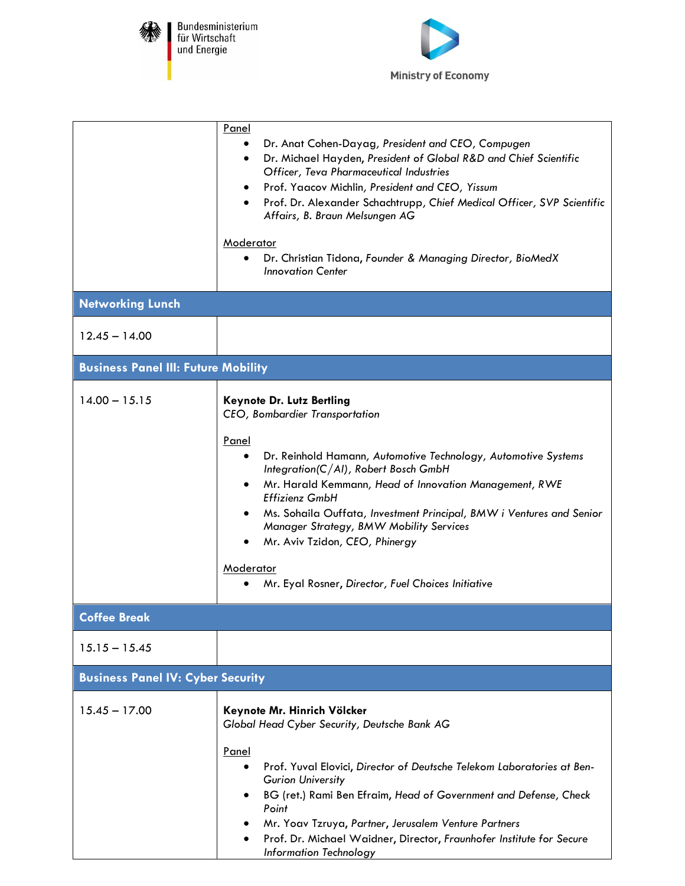| | |
|---|---|
| | Panel<br>• Dr. Anat Cohen-Dayag, *President and CEO, Compugen*<br>• Dr. Michael Hayden, *President of Global R&D and Chief Scientific Officer, Teva Pharmaceutical Industries*<br>• Prof. Yaacov Michlin, *President and CEO, Yissum*<br>• Prof. Dr. Alexander Schachtrupp, *Chief Medical Officer, SVP Scientific Affairs, B. Braun Melsungen AG*<br><br>Moderator<br>• Dr. Christian Tidona, *Founder & Managing Director, BioMedX Innovation Center* |
| **Networking Lunch** | |
| 12.45 – 14.00 | |
| **Business Panel III: Future Mobility** | |
| 14.00 – 15.15 | **Keynote Dr. Lutz Bertling**<br>*CEO, Bombardier Transportation*<br><br>Panel<br>• Dr. Reinhold Hamann, *Automotive Technology, Automotive Systems Integration(C/AI), Robert Bosch GmbH*<br>• Mr. Harald Kemmann, *Head of Innovation Management, RWE Effizienz GmbH*<br>• Ms. Sohaila Ouffata, *Investment Principal, BMW i Ventures and Senior Manager Strategy, BMW Mobility Services*<br>• Mr. Aviv Tzidon, *CEO, Phinergy*<br><br>Moderator<br>• Mr. Eyal Rosner, *Director, Fuel Choices Initiative* |
| **Coffee Break** | |
| 15.15 – 15.45 | |
| **Business Panel IV: Cyber Security** | |
| 15.45 – 17.00 | **Keynote Mr. Hinrich Völcker**<br>*Global Head Cyber Security, Deutsche Bank AG*<br><br>Panel<br>• Prof. Yuval Elovici, *Director of Deutsche Telekom Laboratories at Ben-Gurion University*<br>• BG (ret.) Rami Ben Efraim, *Head of Government and Defense, Check Point*<br>• Mr. Yoav Tzruya, *Partner, Jerusalem Venture Partners*<br>• Prof. Dr. Michael Waidner, Director, *Fraunhofer Institute for Secure Information Technology* |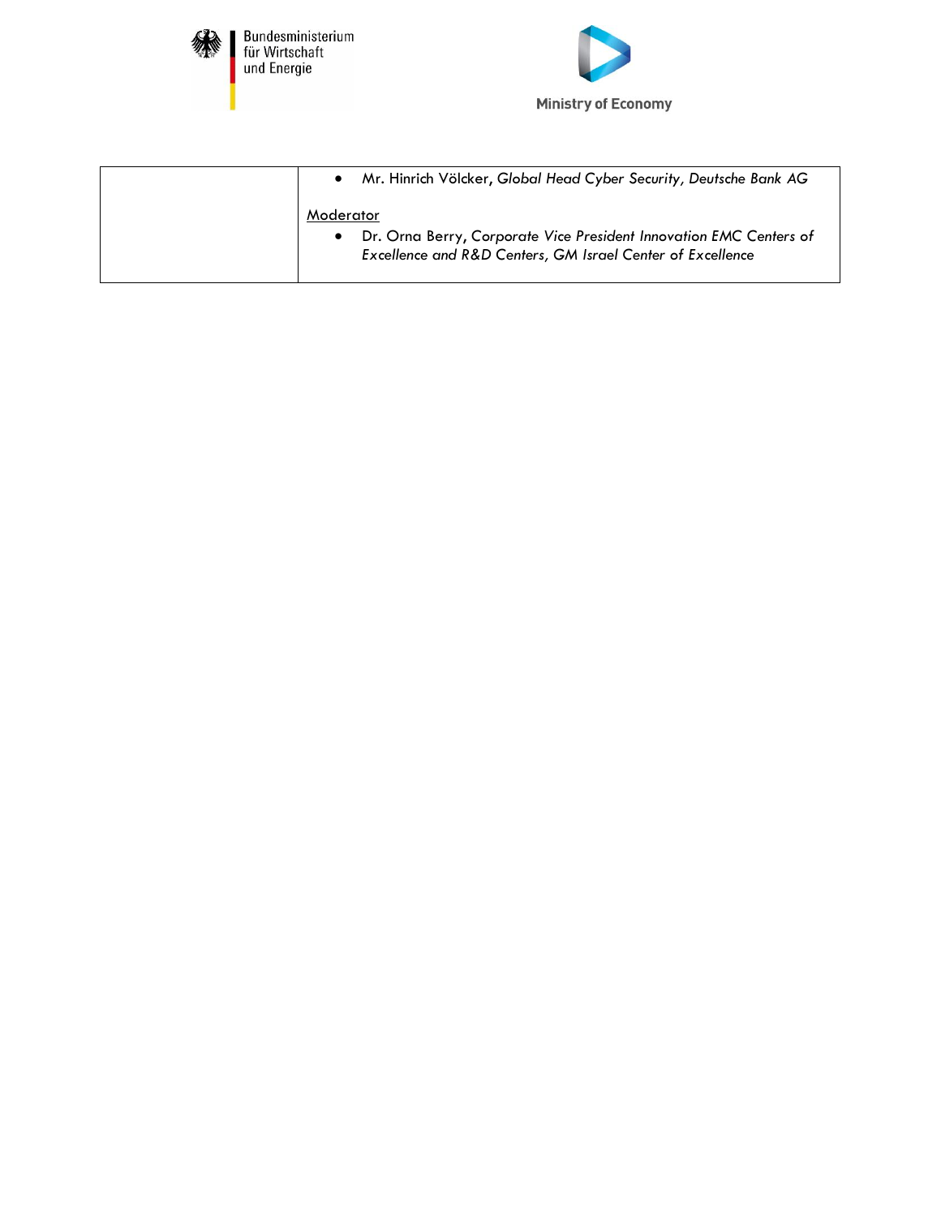| | |
|---|---|
| | • Mr. Hinrich Völcker, *Global Head Cyber Security, Deutsche Bank AG*<br><br><u>Moderator</u><br>• Dr. Orna Berry, *Corporate Vice President Innovation EMC Centers of Excellence and R&D Centers, GM Israel Center of Excellence* |